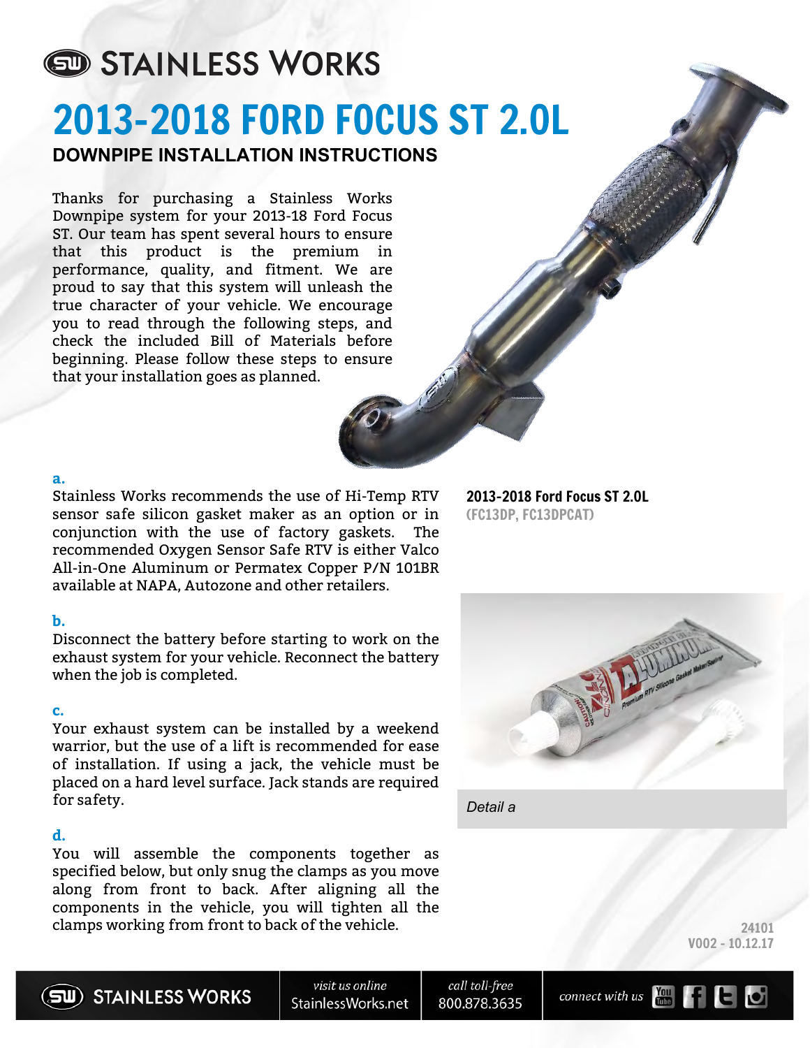STAINLESS WORKS

# 2013-2018 FORD FOCUS ST 2.0L

## DOWNPIPE INSTALLATION INSTRUCTIONS

Thanks for purchasing a Stainless Works Downpipe system for your 2013-18 Ford Focus ST. Our team has spent several hours to ensure that this product is the premium in performance, quality, and fitment. We are proud to say that this system will unleash the true character of your vehicle. We encourage you to read through the following steps, and check the included Bill of Materials before beginning. Please follow these steps to ensure that your installation goes as planned.

**2013-2018 Ford Focus ST 2.0L**
**(FC13DP, FC13DPCAT)**

**a.**
Stainless Works recommends the use of Hi-Temp RTV sensor safe silicon gasket maker as an option or in conjunction with the use of factory gaskets. The recommended Oxygen Sensor Safe RTV is either Valco All-in-One Aluminum or Permatex Copper P/N 101BR available at NAPA, Autozone and other retailers.

*Detail a*

**b.**
Disconnect the battery before starting to work on the exhaust system for your vehicle. Reconnect the battery when the job is completed.

**c.**
Your exhaust system can be installed by a weekend warrior, but the use of a lift is recommended for ease of installation. If using a jack, the vehicle must be placed on a hard level surface. Jack stands are required for safety.

**d.**
You will assemble the components together as specified below, but only snug the clamps as you move along from front to back. After aligning all the components in the vehicle, you will tighten all the clamps working from front to back of the vehicle.

24101
V002 - 10.12.17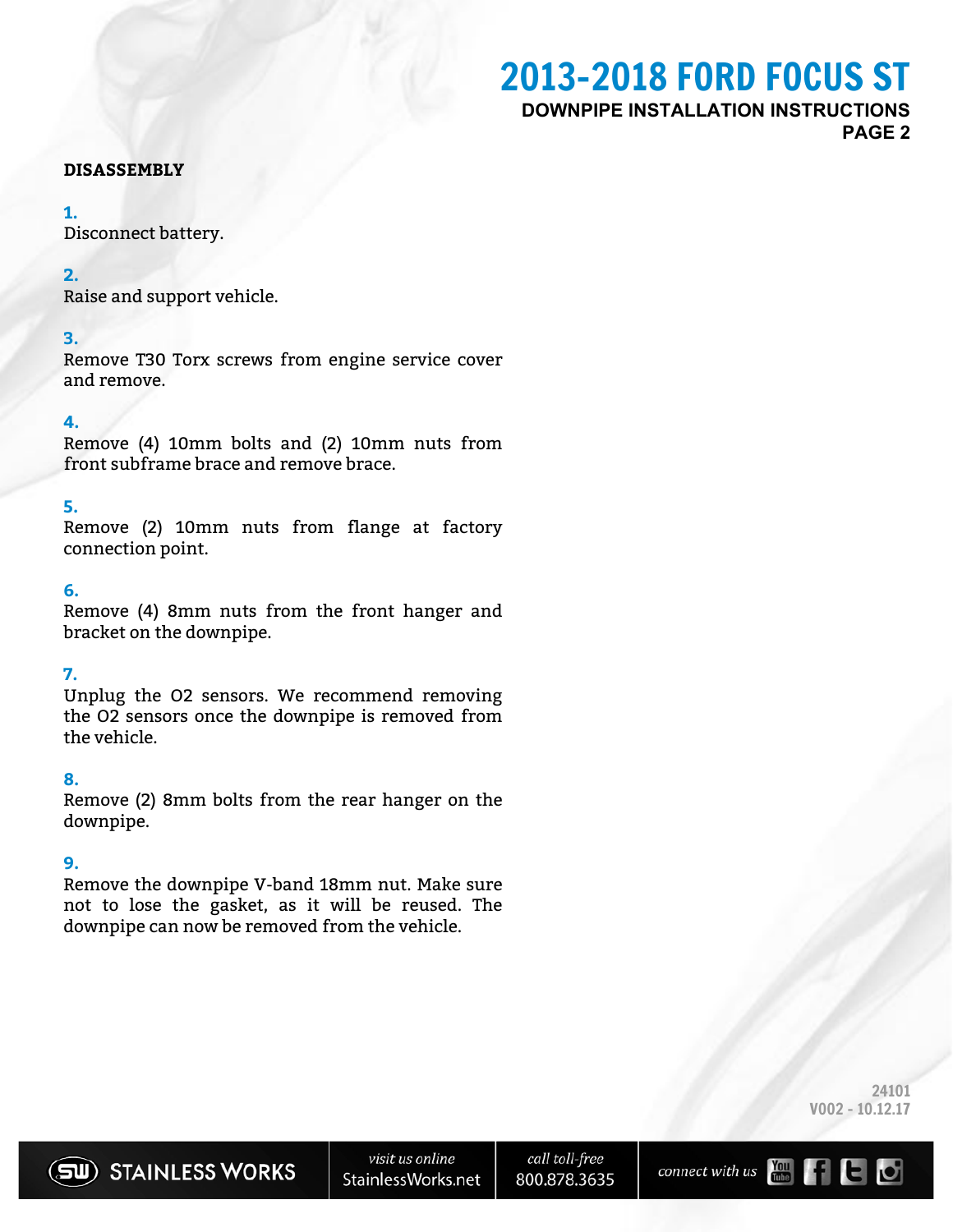## DISASSEMBLY

**1.**
Disconnect battery.

**2.**
Raise and support vehicle.

**3.**
Remove T30 Torx screws from engine service cover and remove.

**4.**
Remove (4) 10mm bolts and (2) 10mm nuts from front subframe brace and remove brace.

**5.**
Remove (2) 10mm nuts from flange at factory connection point.

**6.**
Remove (4) 8mm nuts from the front hanger and bracket on the downpipe.

**7.**
Unplug the O2 sensors. We recommend removing the O2 sensors once the downpipe is removed from the vehicle.

**8.**
Remove (2) 8mm bolts from the rear hanger on the downpipe.

**9.**
Remove the downpipe V-band 18mm nut. Make sure not to lose the gasket, as it will be reused. The downpipe can now be removed from the vehicle.

24101
V002 - 10.12.17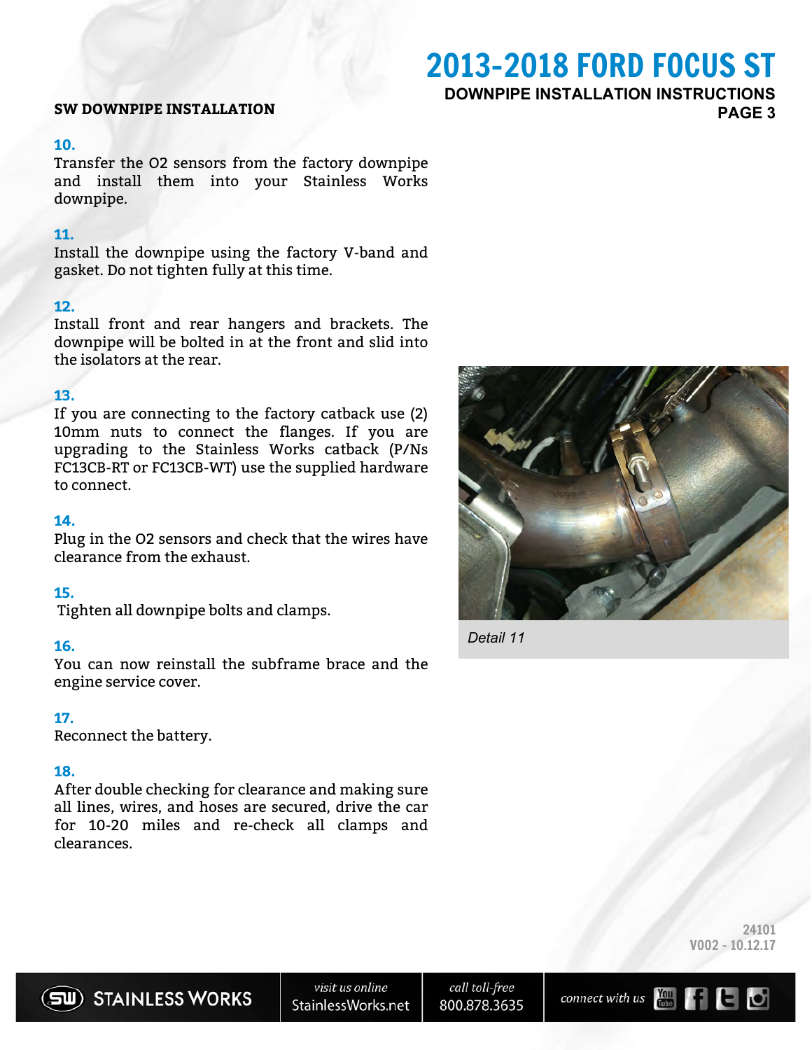## SW DOWNPIPE INSTALLATION

**10.**
Transfer the O2 sensors from the factory downpipe and install them into your Stainless Works downpipe.

**11.**
Install the downpipe using the factory V-band and gasket. Do not tighten fully at this time.

**12.**
Install front and rear hangers and brackets. The downpipe will be bolted in at the front and slid into the isolators at the rear.

**13.**
If you are connecting to the factory catback use (2) 10mm nuts to connect the flanges. If you are upgrading to the Stainless Works catback (P/Ns FC13CB-RT or FC13CB-WT) use the supplied hardware to connect.

**14.**
Plug in the O2 sensors and check that the wires have clearance from the exhaust.

**15.**
Tighten all downpipe bolts and clamps.

**16.**
You can now reinstall the subframe brace and the engine service cover.

**17.**
Reconnect the battery.

**18.**
After double checking for clearance and making sure all lines, wires, and hoses are secured, drive the car for 10-20 miles and re-check all clamps and clearances.

*Detail 11*

24101
V002 - 10.12.17